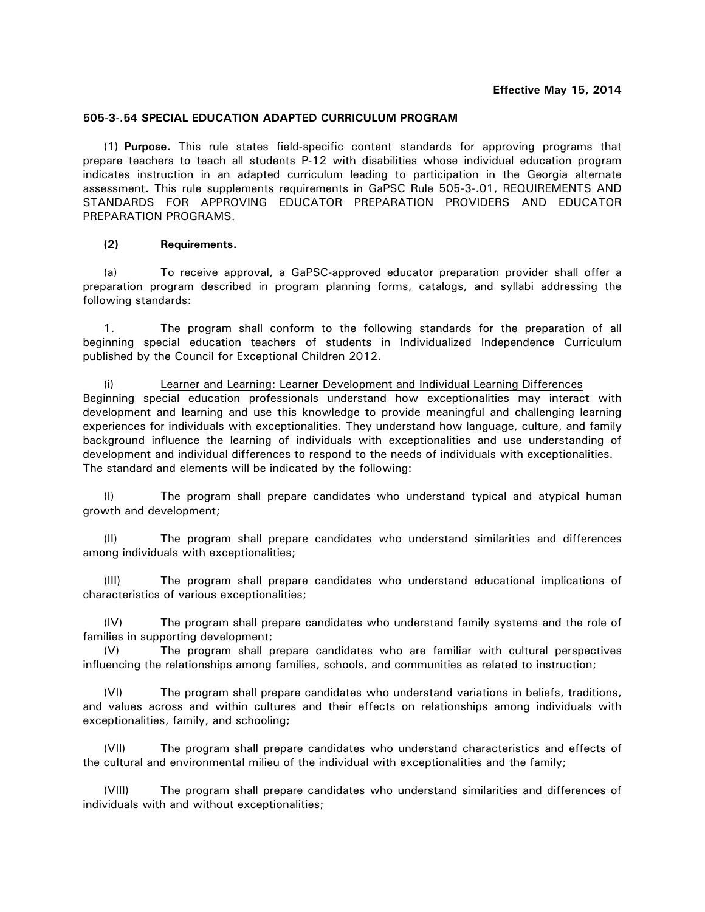**Effective May 15, 2014**

**505-3-.54 SPECIAL EDUCATION ADAPTED CURRICULUM PROGRAM**

(1) **Purpose.** This rule states field-specific content standards for approving programs that prepare teachers to teach all students P-12 with disabilities whose individual education program indicates instruction in an adapted curriculum leading to participation in the Georgia alternate assessment. This rule supplements requirements in GaPSC Rule 505-3-.01, REQUIREMENTS AND STANDARDS FOR APPROVING EDUCATOR PREPARATION PROVIDERS AND EDUCATOR PREPARATION PROGRAMS.

**(2) Requirements.**

(a) To receive approval, a GaPSC-approved educator preparation provider shall offer a preparation program described in program planning forms, catalogs, and syllabi addressing the following standards:

1. The program shall conform to the following standards for the preparation of all beginning special education teachers of students in Individualized Independence Curriculum published by the Council for Exceptional Children 2012.

(i) <u>Learner and Learning: Learner Development and Individual Learning Differences</u> Beginning special education professionals understand how exceptionalities may interact with development and learning and use this knowledge to provide meaningful and challenging learning experiences for individuals with exceptionalities. They understand how language, culture, and family background influence the learning of individuals with exceptionalities and use understanding of development and individual differences to respond to the needs of individuals with exceptionalities. The standard and elements will be indicated by the following:

(I) The program shall prepare candidates who understand typical and atypical human growth and development;

(II) The program shall prepare candidates who understand similarities and differences among individuals with exceptionalities;

(III) The program shall prepare candidates who understand educational implications of characteristics of various exceptionalities;

(IV) The program shall prepare candidates who understand family systems and the role of families in supporting development;

(V) The program shall prepare candidates who are familiar with cultural perspectives influencing the relationships among families, schools, and communities as related to instruction;

(VI) The program shall prepare candidates who understand variations in beliefs, traditions, and values across and within cultures and their effects on relationships among individuals with exceptionalities, family, and schooling;

(VII) The program shall prepare candidates who understand characteristics and effects of the cultural and environmental milieu of the individual with exceptionalities and the family;

(VIII) The program shall prepare candidates who understand similarities and differences of individuals with and without exceptionalities;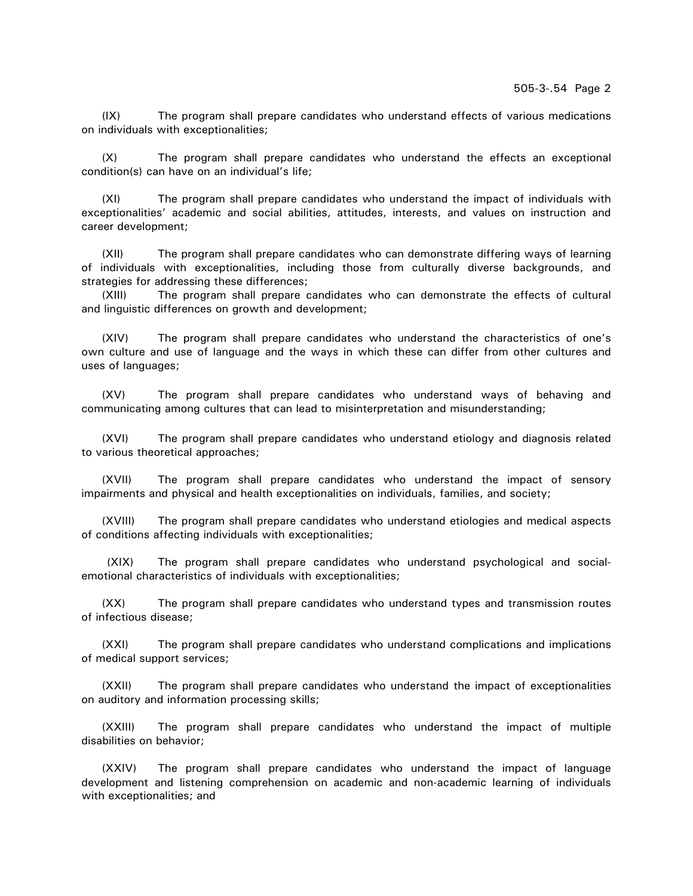(IX) The program shall prepare candidates who understand effects of various medications on individuals with exceptionalities;

(X) The program shall prepare candidates who understand the effects an exceptional condition(s) can have on an individual's life;

(XI) The program shall prepare candidates who understand the impact of individuals with exceptionalities' academic and social abilities, attitudes, interests, and values on instruction and career development;

(XII) The program shall prepare candidates who can demonstrate differing ways of learning of individuals with exceptionalities, including those from culturally diverse backgrounds, and strategies for addressing these differences;

(XIII) The program shall prepare candidates who can demonstrate the effects of cultural and linguistic differences on growth and development;

(XIV) The program shall prepare candidates who understand the characteristics of one's own culture and use of language and the ways in which these can differ from other cultures and uses of languages;

(XV) The program shall prepare candidates who understand ways of behaving and communicating among cultures that can lead to misinterpretation and misunderstanding;

(XVI) The program shall prepare candidates who understand etiology and diagnosis related to various theoretical approaches;

(XVII) The program shall prepare candidates who understand the impact of sensory impairments and physical and health exceptionalities on individuals, families, and society;

(XVIII) The program shall prepare candidates who understand etiologies and medical aspects of conditions affecting individuals with exceptionalities;

(XIX) The program shall prepare candidates who understand psychological and social-emotional characteristics of individuals with exceptionalities;

(XX) The program shall prepare candidates who understand types and transmission routes of infectious disease;

(XXI) The program shall prepare candidates who understand complications and implications of medical support services;

(XXII) The program shall prepare candidates who understand the impact of exceptionalities on auditory and information processing skills;

(XXIII) The program shall prepare candidates who understand the impact of multiple disabilities on behavior;

(XXIV) The program shall prepare candidates who understand the impact of language development and listening comprehension on academic and non-academic learning of individuals with exceptionalities; and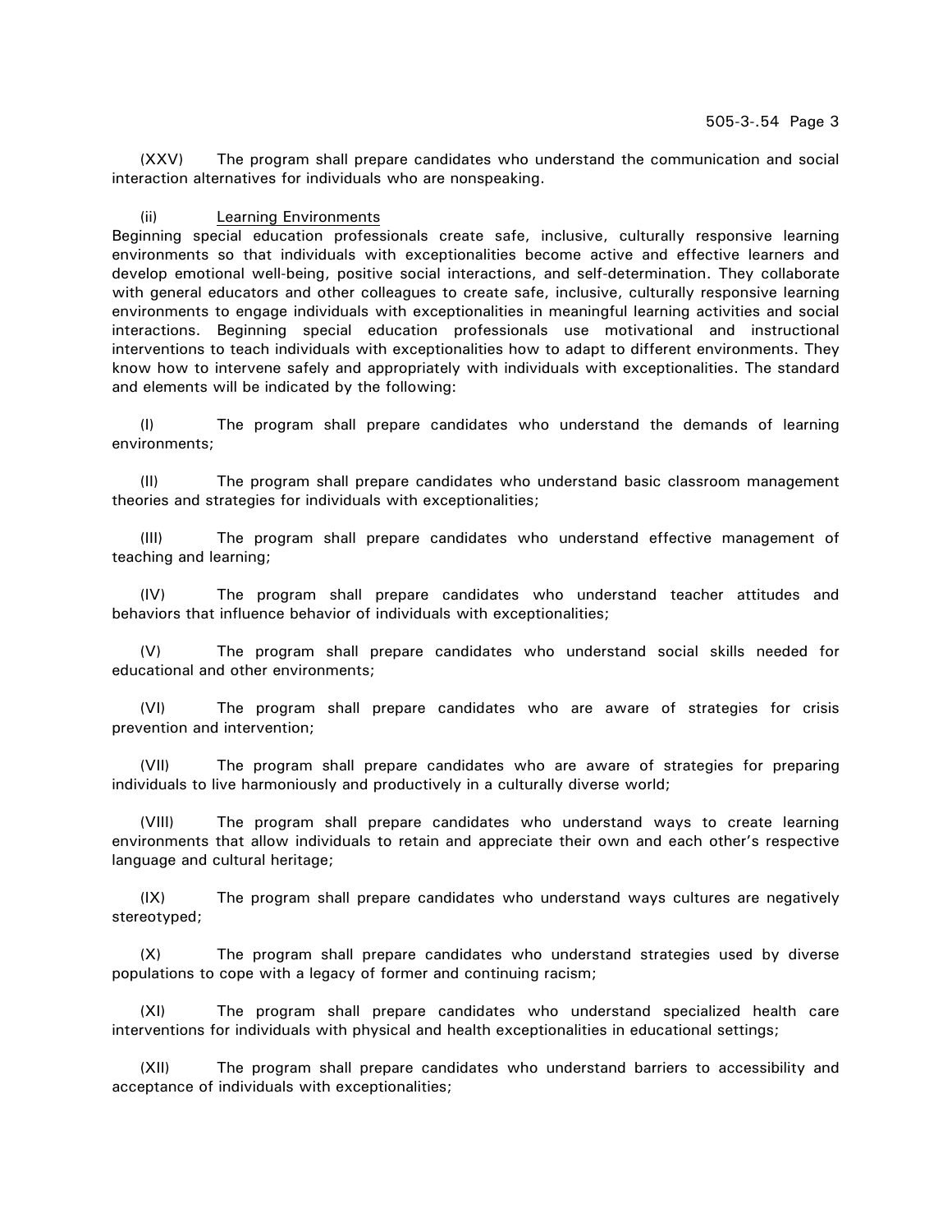(XXV) The program shall prepare candidates who understand the communication and social interaction alternatives for individuals who are nonspeaking.

(ii) <u>Learning Environments</u>

Beginning special education professionals create safe, inclusive, culturally responsive learning environments so that individuals with exceptionalities become active and effective learners and develop emotional well-being, positive social interactions, and self-determination. They collaborate with general educators and other colleagues to create safe, inclusive, culturally responsive learning environments to engage individuals with exceptionalities in meaningful learning activities and social interactions. Beginning special education professionals use motivational and instructional interventions to teach individuals with exceptionalities how to adapt to different environments. They know how to intervene safely and appropriately with individuals with exceptionalities. The standard and elements will be indicated by the following:

(I) The program shall prepare candidates who understand the demands of learning environments;

(II) The program shall prepare candidates who understand basic classroom management theories and strategies for individuals with exceptionalities;

(III) The program shall prepare candidates who understand effective management of teaching and learning;

(IV) The program shall prepare candidates who understand teacher attitudes and behaviors that influence behavior of individuals with exceptionalities;

(V) The program shall prepare candidates who understand social skills needed for educational and other environments;

(VI) The program shall prepare candidates who are aware of strategies for crisis prevention and intervention;

(VII) The program shall prepare candidates who are aware of strategies for preparing individuals to live harmoniously and productively in a culturally diverse world;

(VIII) The program shall prepare candidates who understand ways to create learning environments that allow individuals to retain and appreciate their own and each other's respective language and cultural heritage;

(IX) The program shall prepare candidates who understand ways cultures are negatively stereotyped;

(X) The program shall prepare candidates who understand strategies used by diverse populations to cope with a legacy of former and continuing racism;

(XI) The program shall prepare candidates who understand specialized health care interventions for individuals with physical and health exceptionalities in educational settings;

(XII) The program shall prepare candidates who understand barriers to accessibility and acceptance of individuals with exceptionalities;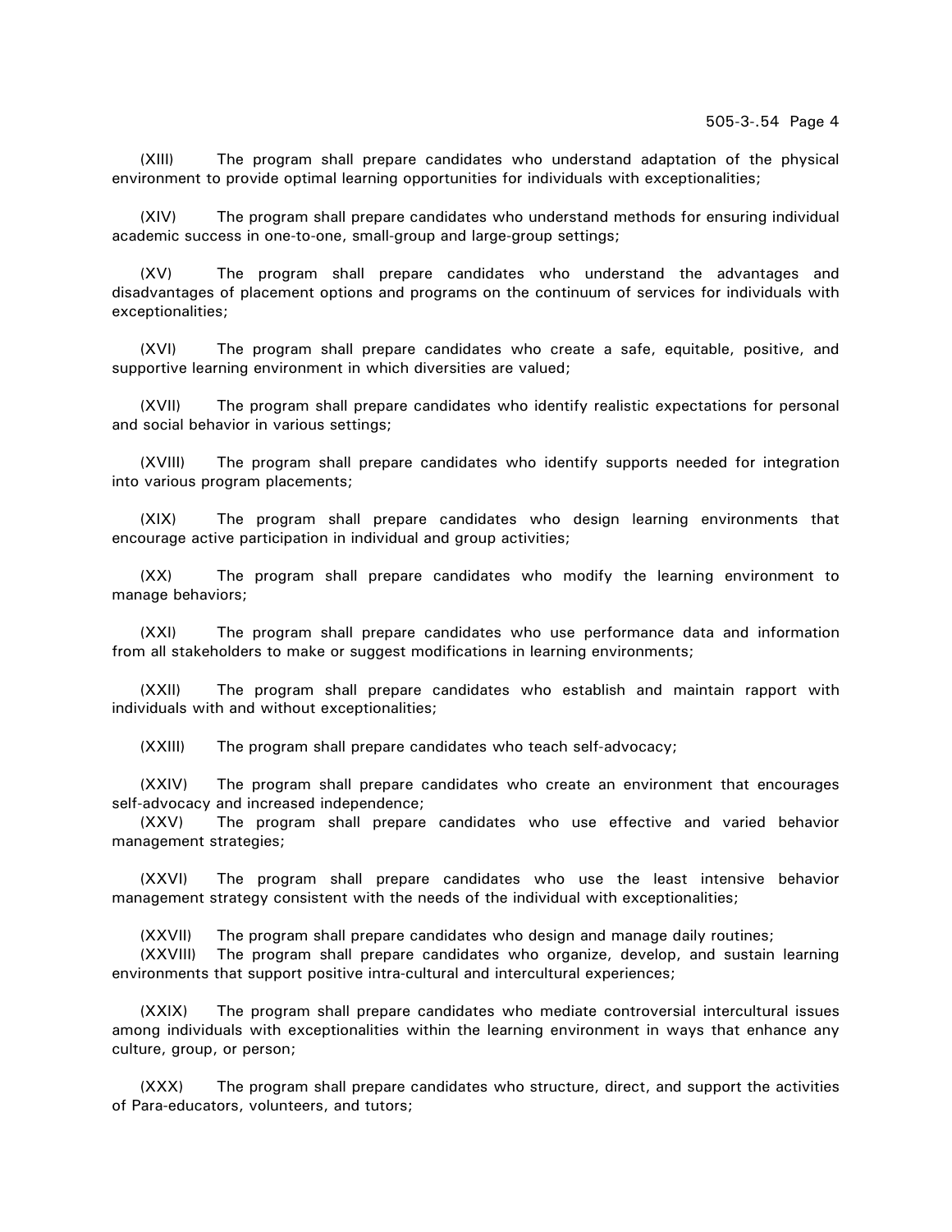(XIII) The program shall prepare candidates who understand adaptation of the physical environment to provide optimal learning opportunities for individuals with exceptionalities;

(XIV) The program shall prepare candidates who understand methods for ensuring individual academic success in one-to-one, small-group and large-group settings;

(XV) The program shall prepare candidates who understand the advantages and disadvantages of placement options and programs on the continuum of services for individuals with exceptionalities;

(XVI) The program shall prepare candidates who create a safe, equitable, positive, and supportive learning environment in which diversities are valued;

(XVII) The program shall prepare candidates who identify realistic expectations for personal and social behavior in various settings;

(XVIII) The program shall prepare candidates who identify supports needed for integration into various program placements;

(XIX) The program shall prepare candidates who design learning environments that encourage active participation in individual and group activities;

(XX) The program shall prepare candidates who modify the learning environment to manage behaviors;

(XXI) The program shall prepare candidates who use performance data and information from all stakeholders to make or suggest modifications in learning environments;

(XXII) The program shall prepare candidates who establish and maintain rapport with individuals with and without exceptionalities;

(XXIII) The program shall prepare candidates who teach self-advocacy;

(XXIV) The program shall prepare candidates who create an environment that encourages self-advocacy and increased independence;

(XXV) The program shall prepare candidates who use effective and varied behavior management strategies;

(XXVI) The program shall prepare candidates who use the least intensive behavior management strategy consistent with the needs of the individual with exceptionalities;

(XXVII) The program shall prepare candidates who design and manage daily routines;

(XXVIII) The program shall prepare candidates who organize, develop, and sustain learning environments that support positive intra-cultural and intercultural experiences;

(XXIX) The program shall prepare candidates who mediate controversial intercultural issues among individuals with exceptionalities within the learning environment in ways that enhance any culture, group, or person;

(XXX) The program shall prepare candidates who structure, direct, and support the activities of Para-educators, volunteers, and tutors;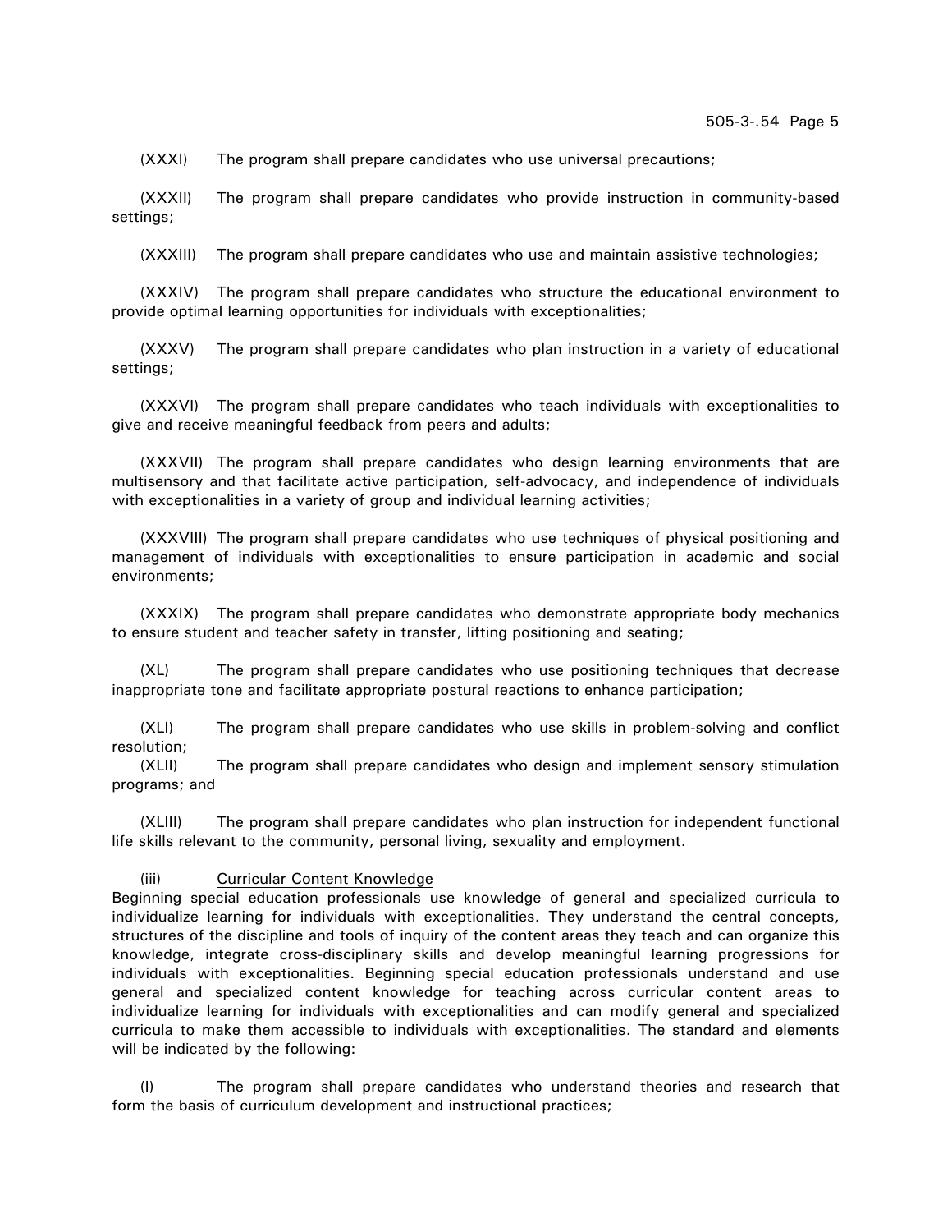(XXXI) The program shall prepare candidates who use universal precautions;

(XXXII) The program shall prepare candidates who provide instruction in community-based settings;

(XXXIII) The program shall prepare candidates who use and maintain assistive technologies;

(XXXIV) The program shall prepare candidates who structure the educational environment to provide optimal learning opportunities for individuals with exceptionalities;

(XXXV) The program shall prepare candidates who plan instruction in a variety of educational settings;

(XXXVI) The program shall prepare candidates who teach individuals with exceptionalities to give and receive meaningful feedback from peers and adults;

(XXXVII) The program shall prepare candidates who design learning environments that are multisensory and that facilitate active participation, self-advocacy, and independence of individuals with exceptionalities in a variety of group and individual learning activities;

(XXXVIII) The program shall prepare candidates who use techniques of physical positioning and management of individuals with exceptionalities to ensure participation in academic and social environments;

(XXXIX) The program shall prepare candidates who demonstrate appropriate body mechanics to ensure student and teacher safety in transfer, lifting positioning and seating;

(XL) The program shall prepare candidates who use positioning techniques that decrease inappropriate tone and facilitate appropriate postural reactions to enhance participation;

(XLI) The program shall prepare candidates who use skills in problem-solving and conflict resolution;

(XLII) The program shall prepare candidates who design and implement sensory stimulation programs; and

(XLIII) The program shall prepare candidates who plan instruction for independent functional life skills relevant to the community, personal living, sexuality and employment.

(iii) Curricular Content Knowledge

Beginning special education professionals use knowledge of general and specialized curricula to individualize learning for individuals with exceptionalities. They understand the central concepts, structures of the discipline and tools of inquiry of the content areas they teach and can organize this knowledge, integrate cross-disciplinary skills and develop meaningful learning progressions for individuals with exceptionalities. Beginning special education professionals understand and use general and specialized content knowledge for teaching across curricular content areas to individualize learning for individuals with exceptionalities and can modify general and specialized curricula to make them accessible to individuals with exceptionalities. The standard and elements will be indicated by the following:

(I) The program shall prepare candidates who understand theories and research that form the basis of curriculum development and instructional practices;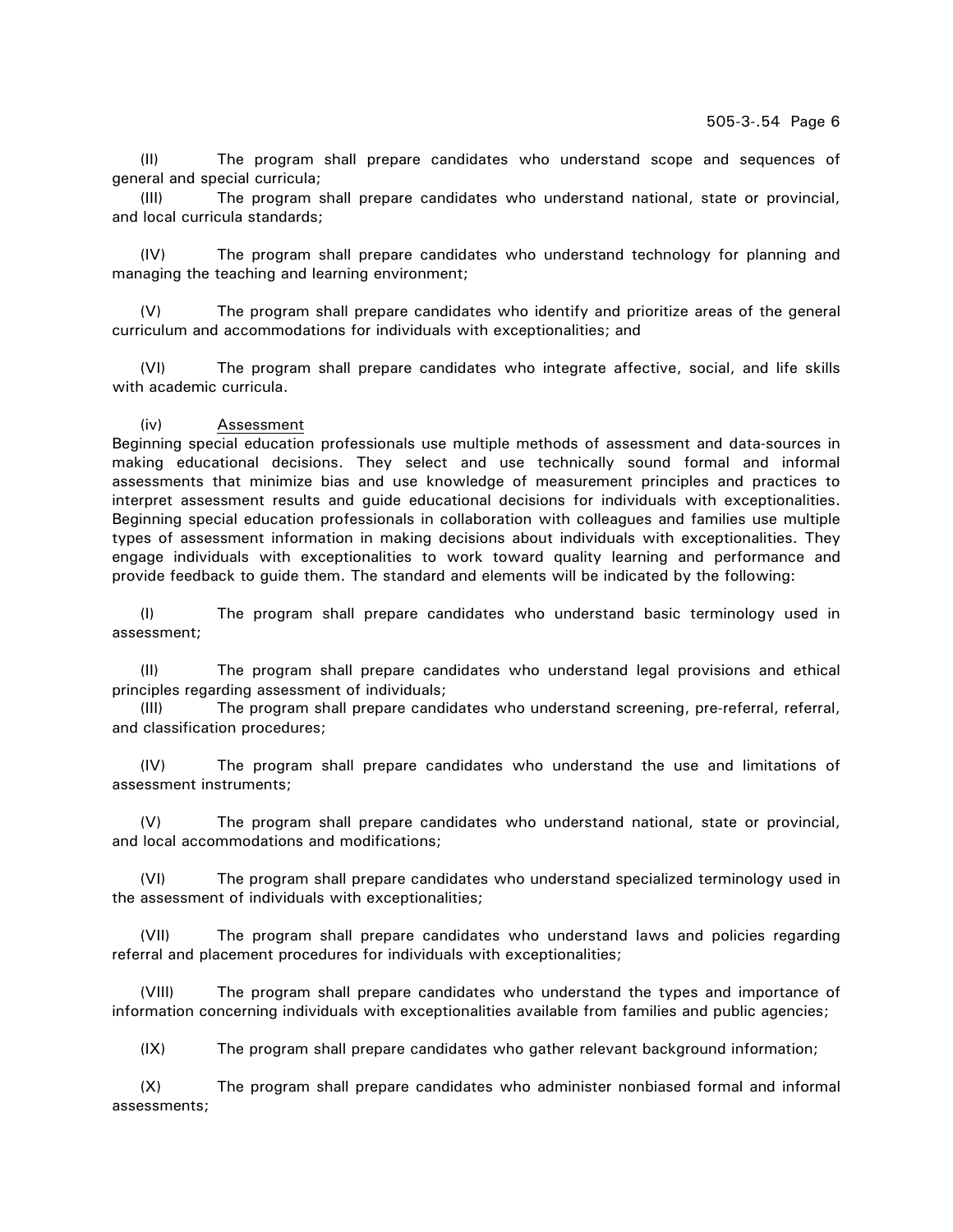(II) The program shall prepare candidates who understand scope and sequences of general and special curricula;

(III) The program shall prepare candidates who understand national, state or provincial, and local curricula standards;

(IV) The program shall prepare candidates who understand technology for planning and managing the teaching and learning environment;

(V) The program shall prepare candidates who identify and prioritize areas of the general curriculum and accommodations for individuals with exceptionalities; and

(VI) The program shall prepare candidates who integrate affective, social, and life skills with academic curricula.

(iv) Assessment

Beginning special education professionals use multiple methods of assessment and data-sources in making educational decisions. They select and use technically sound formal and informal assessments that minimize bias and use knowledge of measurement principles and practices to interpret assessment results and guide educational decisions for individuals with exceptionalities. Beginning special education professionals in collaboration with colleagues and families use multiple types of assessment information in making decisions about individuals with exceptionalities. They engage individuals with exceptionalities to work toward quality learning and performance and provide feedback to guide them. The standard and elements will be indicated by the following:

(I) The program shall prepare candidates who understand basic terminology used in assessment;

(II) The program shall prepare candidates who understand legal provisions and ethical principles regarding assessment of individuals;

(III) The program shall prepare candidates who understand screening, pre-referral, referral, and classification procedures;

(IV) The program shall prepare candidates who understand the use and limitations of assessment instruments;

(V) The program shall prepare candidates who understand national, state or provincial, and local accommodations and modifications;

(VI) The program shall prepare candidates who understand specialized terminology used in the assessment of individuals with exceptionalities;

(VII) The program shall prepare candidates who understand laws and policies regarding referral and placement procedures for individuals with exceptionalities;

(VIII) The program shall prepare candidates who understand the types and importance of information concerning individuals with exceptionalities available from families and public agencies;

(IX) The program shall prepare candidates who gather relevant background information;

(X) The program shall prepare candidates who administer nonbiased formal and informal assessments;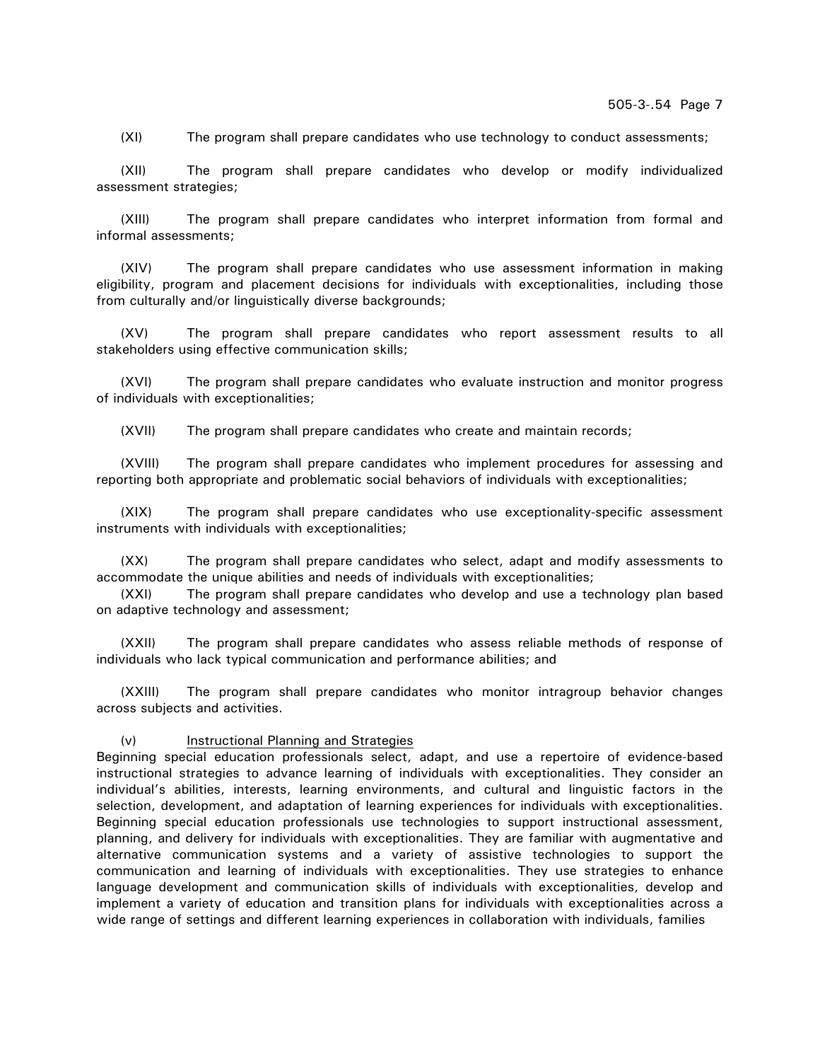(XI) The program shall prepare candidates who use technology to conduct assessments;

(XII) The program shall prepare candidates who develop or modify individualized assessment strategies;

(XIII) The program shall prepare candidates who interpret information from formal and informal assessments;

(XIV) The program shall prepare candidates who use assessment information in making eligibility, program and placement decisions for individuals with exceptionalities, including those from culturally and/or linguistically diverse backgrounds;

(XV) The program shall prepare candidates who report assessment results to all stakeholders using effective communication skills;

(XVI) The program shall prepare candidates who evaluate instruction and monitor progress of individuals with exceptionalities;

(XVII) The program shall prepare candidates who create and maintain records;

(XVIII) The program shall prepare candidates who implement procedures for assessing and reporting both appropriate and problematic social behaviors of individuals with exceptionalities;

(XIX) The program shall prepare candidates who use exceptionality-specific assessment instruments with individuals with exceptionalities;

(XX) The program shall prepare candidates who select, adapt and modify assessments to accommodate the unique abilities and needs of individuals with exceptionalities;

(XXI) The program shall prepare candidates who develop and use a technology plan based on adaptive technology and assessment;

(XXII) The program shall prepare candidates who assess reliable methods of response of individuals who lack typical communication and performance abilities; and

(XXIII) The program shall prepare candidates who monitor intragroup behavior changes across subjects and activities.

(v) Instructional Planning and Strategies

Beginning special education professionals select, adapt, and use a repertoire of evidence-based instructional strategies to advance learning of individuals with exceptionalities. They consider an individual's abilities, interests, learning environments, and cultural and linguistic factors in the selection, development, and adaptation of learning experiences for individuals with exceptionalities. Beginning special education professionals use technologies to support instructional assessment, planning, and delivery for individuals with exceptionalities. They are familiar with augmentative and alternative communication systems and a variety of assistive technologies to support the communication and learning of individuals with exceptionalities. They use strategies to enhance language development and communication skills of individuals with exceptionalities, develop and implement a variety of education and transition plans for individuals with exceptionalities across a wide range of settings and different learning experiences in collaboration with individuals, families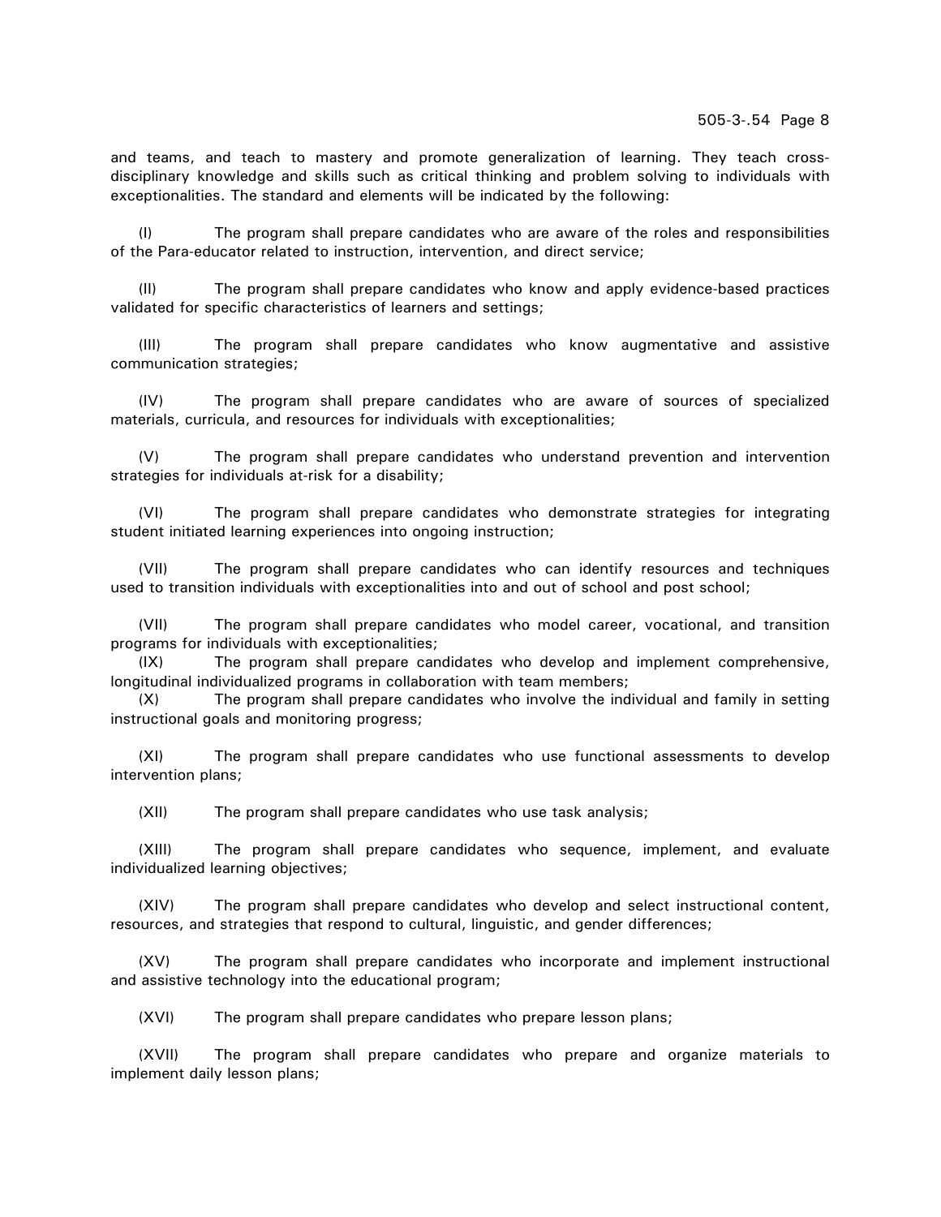and teams, and teach to mastery and promote generalization of learning. They teach cross-disciplinary knowledge and skills such as critical thinking and problem solving to individuals with exceptionalities. The standard and elements will be indicated by the following:

(I) The program shall prepare candidates who are aware of the roles and responsibilities of the Para-educator related to instruction, intervention, and direct service;

(II) The program shall prepare candidates who know and apply evidence-based practices validated for specific characteristics of learners and settings;

(III) The program shall prepare candidates who know augmentative and assistive communication strategies;

(IV) The program shall prepare candidates who are aware of sources of specialized materials, curricula, and resources for individuals with exceptionalities;

(V) The program shall prepare candidates who understand prevention and intervention strategies for individuals at-risk for a disability;

(VI) The program shall prepare candidates who demonstrate strategies for integrating student initiated learning experiences into ongoing instruction;

(VII) The program shall prepare candidates who can identify resources and techniques used to transition individuals with exceptionalities into and out of school and post school;

(VII) The program shall prepare candidates who model career, vocational, and transition programs for individuals with exceptionalities;

(IX) The program shall prepare candidates who develop and implement comprehensive, longitudinal individualized programs in collaboration with team members;

(X) The program shall prepare candidates who involve the individual and family in setting instructional goals and monitoring progress;

(XI) The program shall prepare candidates who use functional assessments to develop intervention plans;

(XII) The program shall prepare candidates who use task analysis;

(XIII) The program shall prepare candidates who sequence, implement, and evaluate individualized learning objectives;

(XIV) The program shall prepare candidates who develop and select instructional content, resources, and strategies that respond to cultural, linguistic, and gender differences;

(XV) The program shall prepare candidates who incorporate and implement instructional and assistive technology into the educational program;

(XVI) The program shall prepare candidates who prepare lesson plans;

(XVII) The program shall prepare candidates who prepare and organize materials to implement daily lesson plans;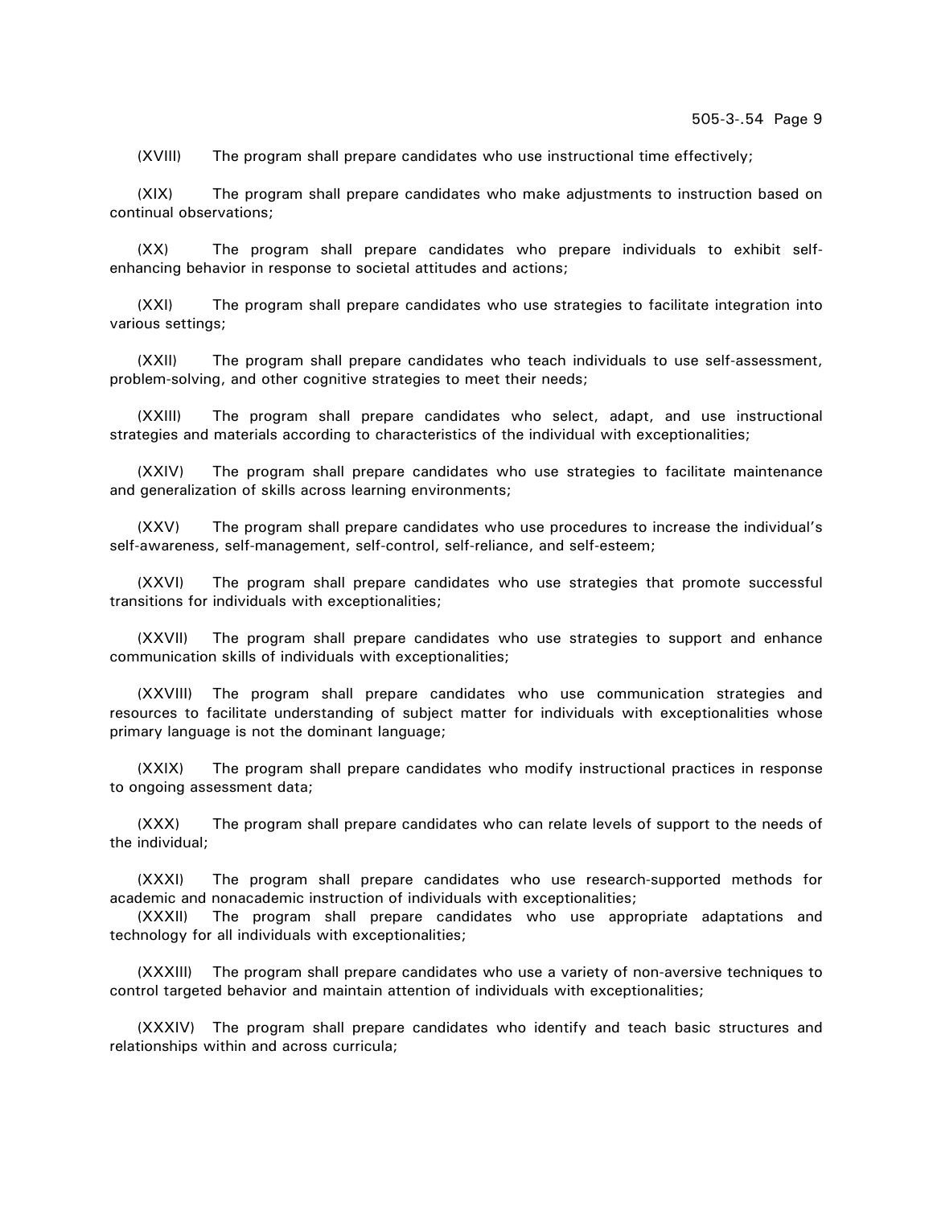(XVIII) The program shall prepare candidates who use instructional time effectively;

(XIX) The program shall prepare candidates who make adjustments to instruction based on continual observations;

(XX) The program shall prepare candidates who prepare individuals to exhibit self-enhancing behavior in response to societal attitudes and actions;

(XXI) The program shall prepare candidates who use strategies to facilitate integration into various settings;

(XXII) The program shall prepare candidates who teach individuals to use self-assessment, problem-solving, and other cognitive strategies to meet their needs;

(XXIII) The program shall prepare candidates who select, adapt, and use instructional strategies and materials according to characteristics of the individual with exceptionalities;

(XXIV) The program shall prepare candidates who use strategies to facilitate maintenance and generalization of skills across learning environments;

(XXV) The program shall prepare candidates who use procedures to increase the individual's self-awareness, self-management, self-control, self-reliance, and self-esteem;

(XXVI) The program shall prepare candidates who use strategies that promote successful transitions for individuals with exceptionalities;

(XXVII) The program shall prepare candidates who use strategies to support and enhance communication skills of individuals with exceptionalities;

(XXVIII) The program shall prepare candidates who use communication strategies and resources to facilitate understanding of subject matter for individuals with exceptionalities whose primary language is not the dominant language;

(XXIX) The program shall prepare candidates who modify instructional practices in response to ongoing assessment data;

(XXX) The program shall prepare candidates who can relate levels of support to the needs of the individual;

(XXXI) The program shall prepare candidates who use research-supported methods for academic and nonacademic instruction of individuals with exceptionalities;

(XXXII) The program shall prepare candidates who use appropriate adaptations and technology for all individuals with exceptionalities;

(XXXIII) The program shall prepare candidates who use a variety of non-aversive techniques to control targeted behavior and maintain attention of individuals with exceptionalities;

(XXXIV) The program shall prepare candidates who identify and teach basic structures and relationships within and across curricula;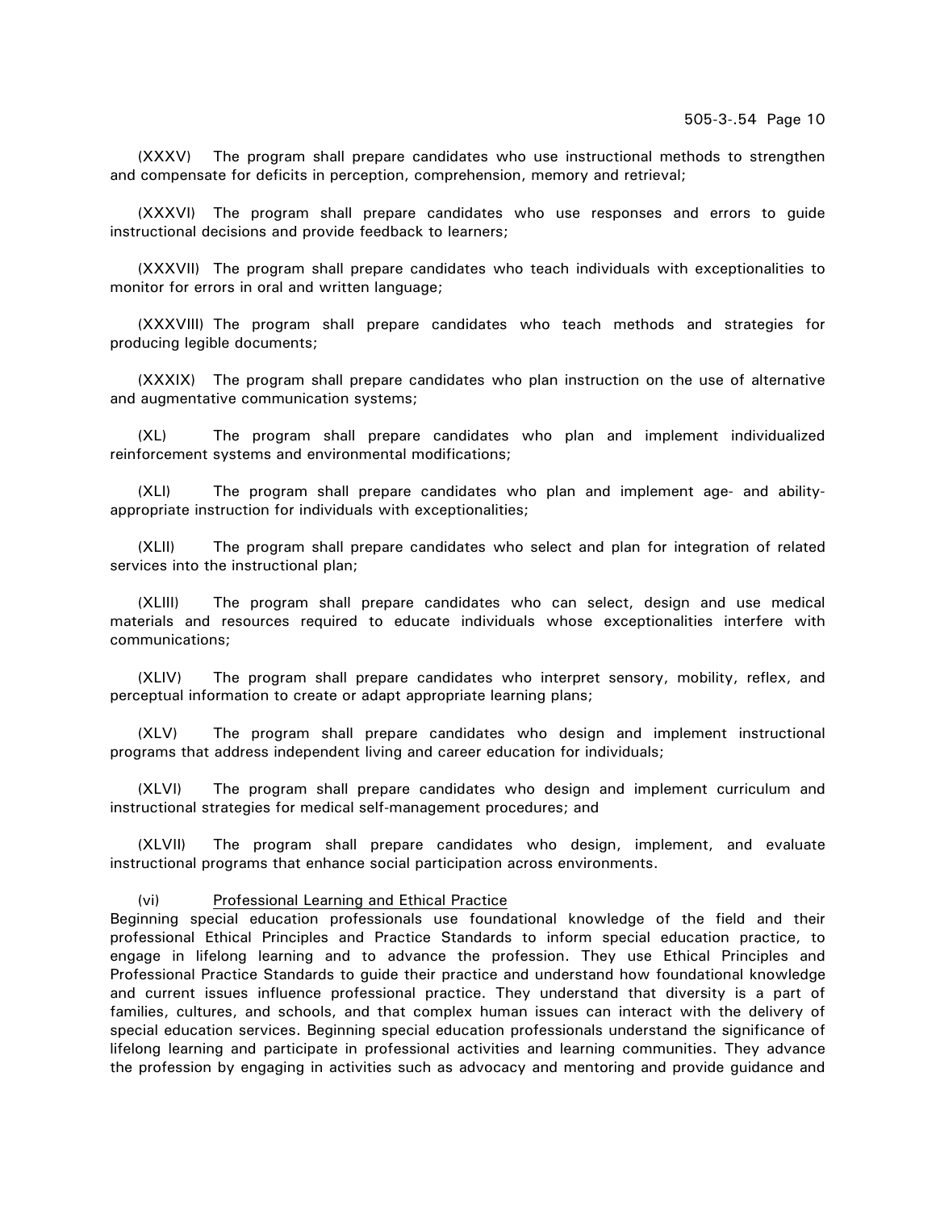(XXXV) The program shall prepare candidates who use instructional methods to strengthen and compensate for deficits in perception, comprehension, memory and retrieval;

(XXXVI) The program shall prepare candidates who use responses and errors to guide instructional decisions and provide feedback to learners;

(XXXVII) The program shall prepare candidates who teach individuals with exceptionalities to monitor for errors in oral and written language;

(XXXVIII) The program shall prepare candidates who teach methods and strategies for producing legible documents;

(XXXIX) The program shall prepare candidates who plan instruction on the use of alternative and augmentative communication systems;

(XL) The program shall prepare candidates who plan and implement individualized reinforcement systems and environmental modifications;

(XLI) The program shall prepare candidates who plan and implement age- and ability-appropriate instruction for individuals with exceptionalities;

(XLII) The program shall prepare candidates who select and plan for integration of related services into the instructional plan;

(XLIII) The program shall prepare candidates who can select, design and use medical materials and resources required to educate individuals whose exceptionalities interfere with communications;

(XLIV) The program shall prepare candidates who interpret sensory, mobility, reflex, and perceptual information to create or adapt appropriate learning plans;

(XLV) The program shall prepare candidates who design and implement instructional programs that address independent living and career education for individuals;

(XLVI) The program shall prepare candidates who design and implement curriculum and instructional strategies for medical self-management procedures; and

(XLVII) The program shall prepare candidates who design, implement, and evaluate instructional programs that enhance social participation across environments.

(vi) Professional Learning and Ethical Practice

Beginning special education professionals use foundational knowledge of the field and their professional Ethical Principles and Practice Standards to inform special education practice, to engage in lifelong learning and to advance the profession. They use Ethical Principles and Professional Practice Standards to guide their practice and understand how foundational knowledge and current issues influence professional practice. They understand that diversity is a part of families, cultures, and schools, and that complex human issues can interact with the delivery of special education services. Beginning special education professionals understand the significance of lifelong learning and participate in professional activities and learning communities. They advance the profession by engaging in activities such as advocacy and mentoring and provide guidance and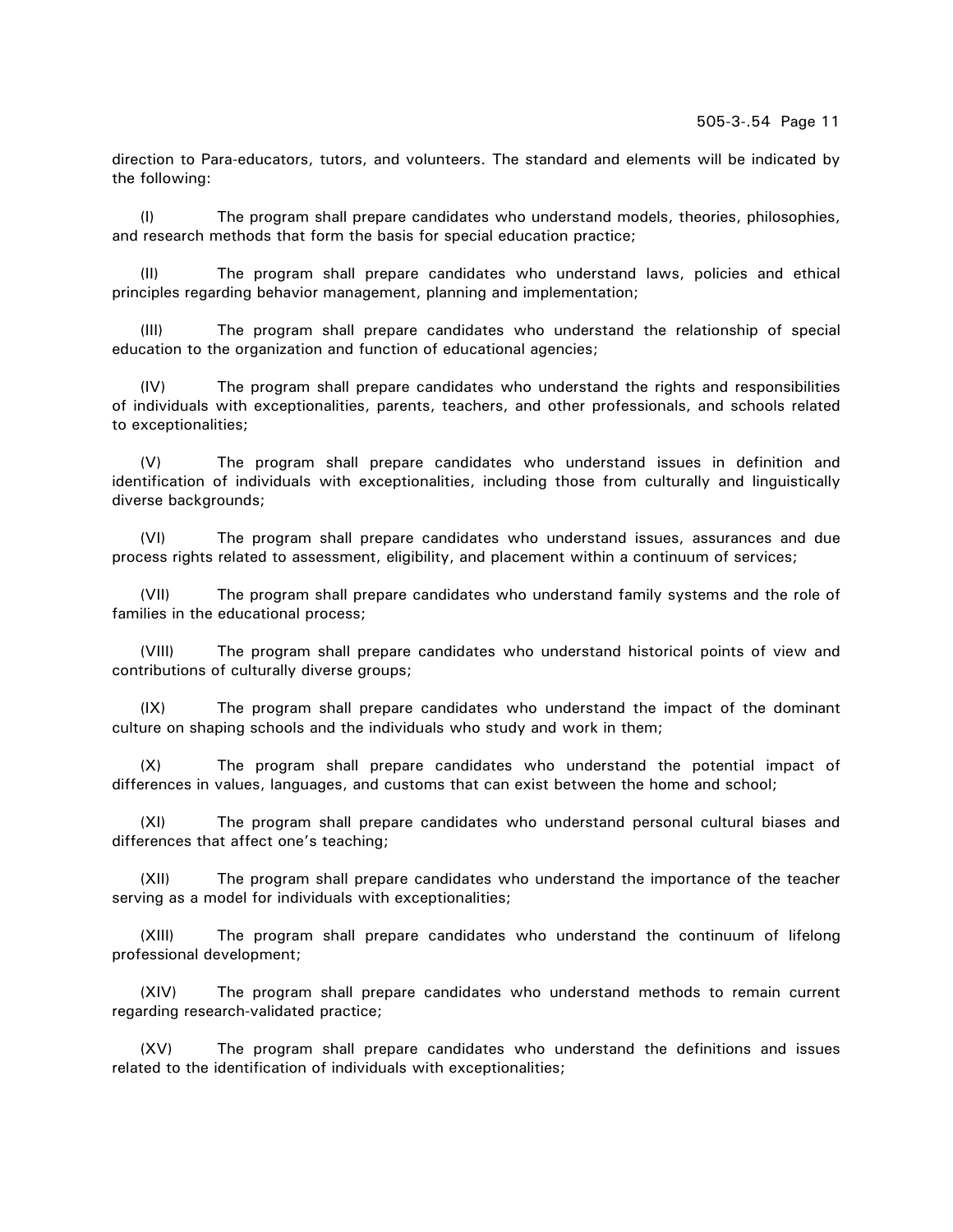direction to Para-educators, tutors, and volunteers. The standard and elements will be indicated by the following:

(I) The program shall prepare candidates who understand models, theories, philosophies, and research methods that form the basis for special education practice;

(II) The program shall prepare candidates who understand laws, policies and ethical principles regarding behavior management, planning and implementation;

(III) The program shall prepare candidates who understand the relationship of special education to the organization and function of educational agencies;

(IV) The program shall prepare candidates who understand the rights and responsibilities of individuals with exceptionalities, parents, teachers, and other professionals, and schools related to exceptionalities;

(V) The program shall prepare candidates who understand issues in definition and identification of individuals with exceptionalities, including those from culturally and linguistically diverse backgrounds;

(VI) The program shall prepare candidates who understand issues, assurances and due process rights related to assessment, eligibility, and placement within a continuum of services;

(VII) The program shall prepare candidates who understand family systems and the role of families in the educational process;

(VIII) The program shall prepare candidates who understand historical points of view and contributions of culturally diverse groups;

(IX) The program shall prepare candidates who understand the impact of the dominant culture on shaping schools and the individuals who study and work in them;

(X) The program shall prepare candidates who understand the potential impact of differences in values, languages, and customs that can exist between the home and school;

(XI) The program shall prepare candidates who understand personal cultural biases and differences that affect one's teaching;

(XII) The program shall prepare candidates who understand the importance of the teacher serving as a model for individuals with exceptionalities;

(XIII) The program shall prepare candidates who understand the continuum of lifelong professional development;

(XIV) The program shall prepare candidates who understand methods to remain current regarding research-validated practice;

(XV) The program shall prepare candidates who understand the definitions and issues related to the identification of individuals with exceptionalities;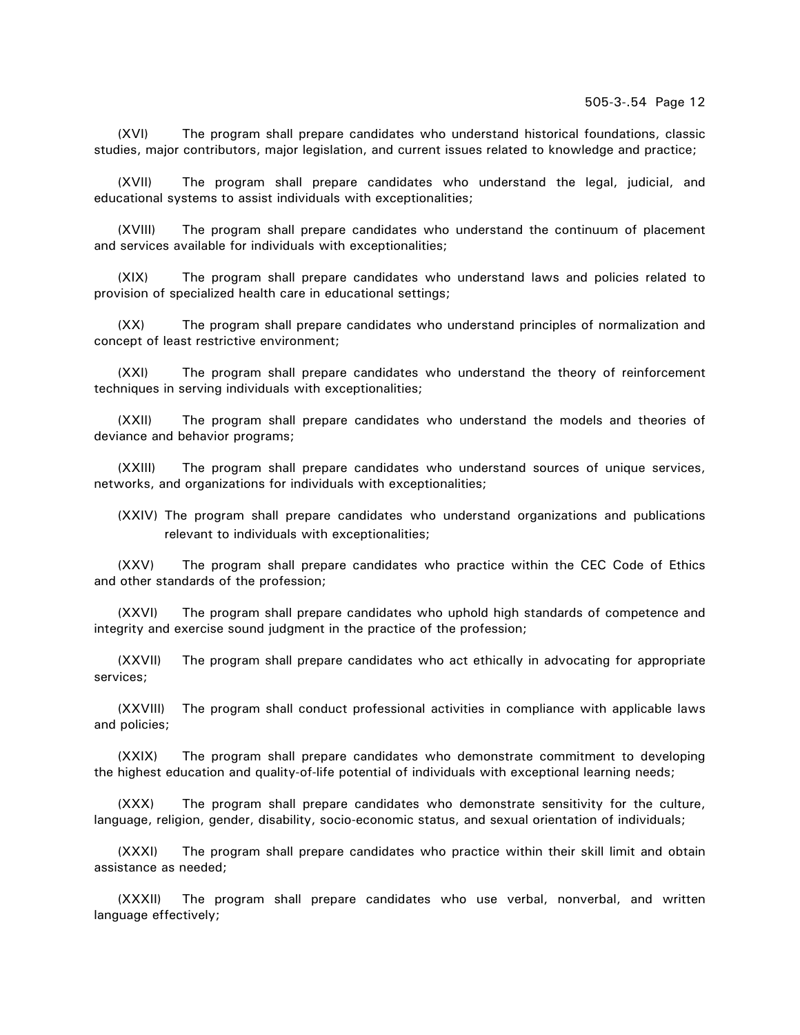(XVI) The program shall prepare candidates who understand historical foundations, classic studies, major contributors, major legislation, and current issues related to knowledge and practice;

(XVII) The program shall prepare candidates who understand the legal, judicial, and educational systems to assist individuals with exceptionalities;

(XVIII) The program shall prepare candidates who understand the continuum of placement and services available for individuals with exceptionalities;

(XIX) The program shall prepare candidates who understand laws and policies related to provision of specialized health care in educational settings;

(XX) The program shall prepare candidates who understand principles of normalization and concept of least restrictive environment;

(XXI) The program shall prepare candidates who understand the theory of reinforcement techniques in serving individuals with exceptionalities;

(XXII) The program shall prepare candidates who understand the models and theories of deviance and behavior programs;

(XXIII) The program shall prepare candidates who understand sources of unique services, networks, and organizations for individuals with exceptionalities;

(XXIV) The program shall prepare candidates who understand organizations and publications relevant to individuals with exceptionalities;

(XXV) The program shall prepare candidates who practice within the CEC Code of Ethics and other standards of the profession;

(XXVI) The program shall prepare candidates who uphold high standards of competence and integrity and exercise sound judgment in the practice of the profession;

(XXVII) The program shall prepare candidates who act ethically in advocating for appropriate services;

(XXVIII) The program shall conduct professional activities in compliance with applicable laws and policies;

(XXIX) The program shall prepare candidates who demonstrate commitment to developing the highest education and quality-of-life potential of individuals with exceptional learning needs;

(XXX) The program shall prepare candidates who demonstrate sensitivity for the culture, language, religion, gender, disability, socio-economic status, and sexual orientation of individuals;

(XXXI) The program shall prepare candidates who practice within their skill limit and obtain assistance as needed;

(XXXII) The program shall prepare candidates who use verbal, nonverbal, and written language effectively;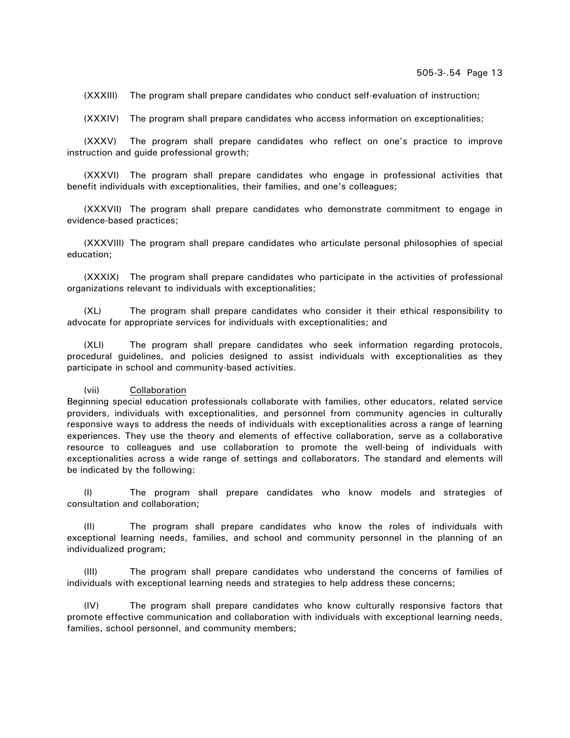(XXXIII) The program shall prepare candidates who conduct self-evaluation of instruction;

(XXXIV) The program shall prepare candidates who access information on exceptionalities;

(XXXV) The program shall prepare candidates who reflect on one's practice to improve instruction and guide professional growth;

(XXXVI) The program shall prepare candidates who engage in professional activities that benefit individuals with exceptionalities, their families, and one's colleagues;

(XXXVII) The program shall prepare candidates who demonstrate commitment to engage in evidence-based practices;

(XXXVIII) The program shall prepare candidates who articulate personal philosophies of special education;

(XXXIX) The program shall prepare candidates who participate in the activities of professional organizations relevant to individuals with exceptionalities;

(XL) The program shall prepare candidates who consider it their ethical responsibility to advocate for appropriate services for individuals with exceptionalities; and

(XLI) The program shall prepare candidates who seek information regarding protocols, procedural guidelines, and policies designed to assist individuals with exceptionalities as they participate in school and community-based activities.

(vii) <u>Collaboration</u>
Beginning special education professionals collaborate with families, other educators, related service providers, individuals with exceptionalities, and personnel from community agencies in culturally responsive ways to address the needs of individuals with exceptionalities across a range of learning experiences. They use the theory and elements of effective collaboration, serve as a collaborative resource to colleagues and use collaboration to promote the well-being of individuals with exceptionalities across a wide range of settings and collaborators. The standard and elements will be indicated by the following:

(I) The program shall prepare candidates who know models and strategies of consultation and collaboration;

(II) The program shall prepare candidates who know the roles of individuals with exceptional learning needs, families, and school and community personnel in the planning of an individualized program;

(III) The program shall prepare candidates who understand the concerns of families of individuals with exceptional learning needs and strategies to help address these concerns;

(IV) The program shall prepare candidates who know culturally responsive factors that promote effective communication and collaboration with individuals with exceptional learning needs, families, school personnel, and community members;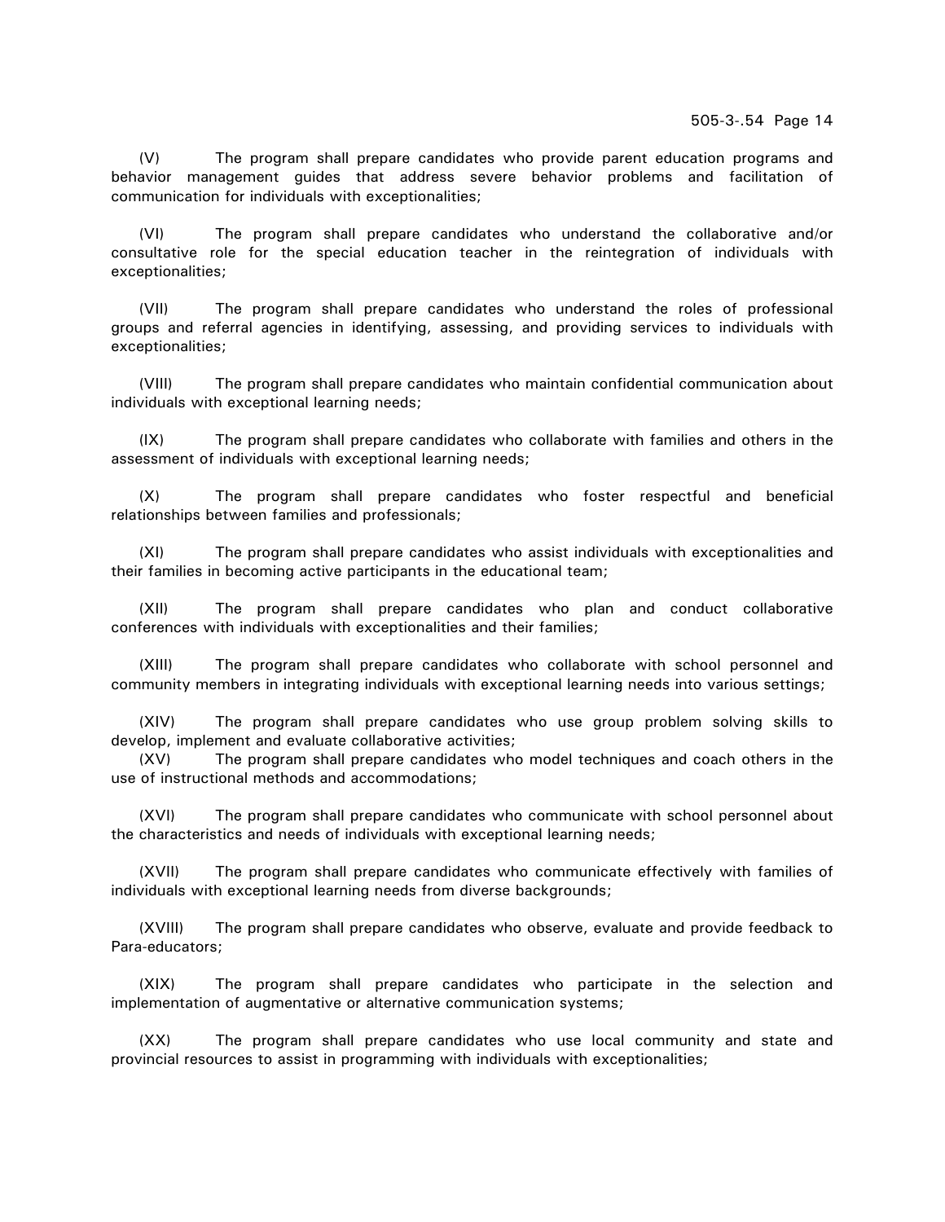(V) The program shall prepare candidates who provide parent education programs and behavior management guides that address severe behavior problems and facilitation of communication for individuals with exceptionalities;

(VI) The program shall prepare candidates who understand the collaborative and/or consultative role for the special education teacher in the reintegration of individuals with exceptionalities;

(VII) The program shall prepare candidates who understand the roles of professional groups and referral agencies in identifying, assessing, and providing services to individuals with exceptionalities;

(VIII) The program shall prepare candidates who maintain confidential communication about individuals with exceptional learning needs;

(IX) The program shall prepare candidates who collaborate with families and others in the assessment of individuals with exceptional learning needs;

(X) The program shall prepare candidates who foster respectful and beneficial relationships between families and professionals;

(XI) The program shall prepare candidates who assist individuals with exceptionalities and their families in becoming active participants in the educational team;

(XII) The program shall prepare candidates who plan and conduct collaborative conferences with individuals with exceptionalities and their families;

(XIII) The program shall prepare candidates who collaborate with school personnel and community members in integrating individuals with exceptional learning needs into various settings;

(XIV) The program shall prepare candidates who use group problem solving skills to develop, implement and evaluate collaborative activities;

(XV) The program shall prepare candidates who model techniques and coach others in the use of instructional methods and accommodations;

(XVI) The program shall prepare candidates who communicate with school personnel about the characteristics and needs of individuals with exceptional learning needs;

(XVII) The program shall prepare candidates who communicate effectively with families of individuals with exceptional learning needs from diverse backgrounds;

(XVIII) The program shall prepare candidates who observe, evaluate and provide feedback to Para-educators;

(XIX) The program shall prepare candidates who participate in the selection and implementation of augmentative or alternative communication systems;

(XX) The program shall prepare candidates who use local community and state and provincial resources to assist in programming with individuals with exceptionalities;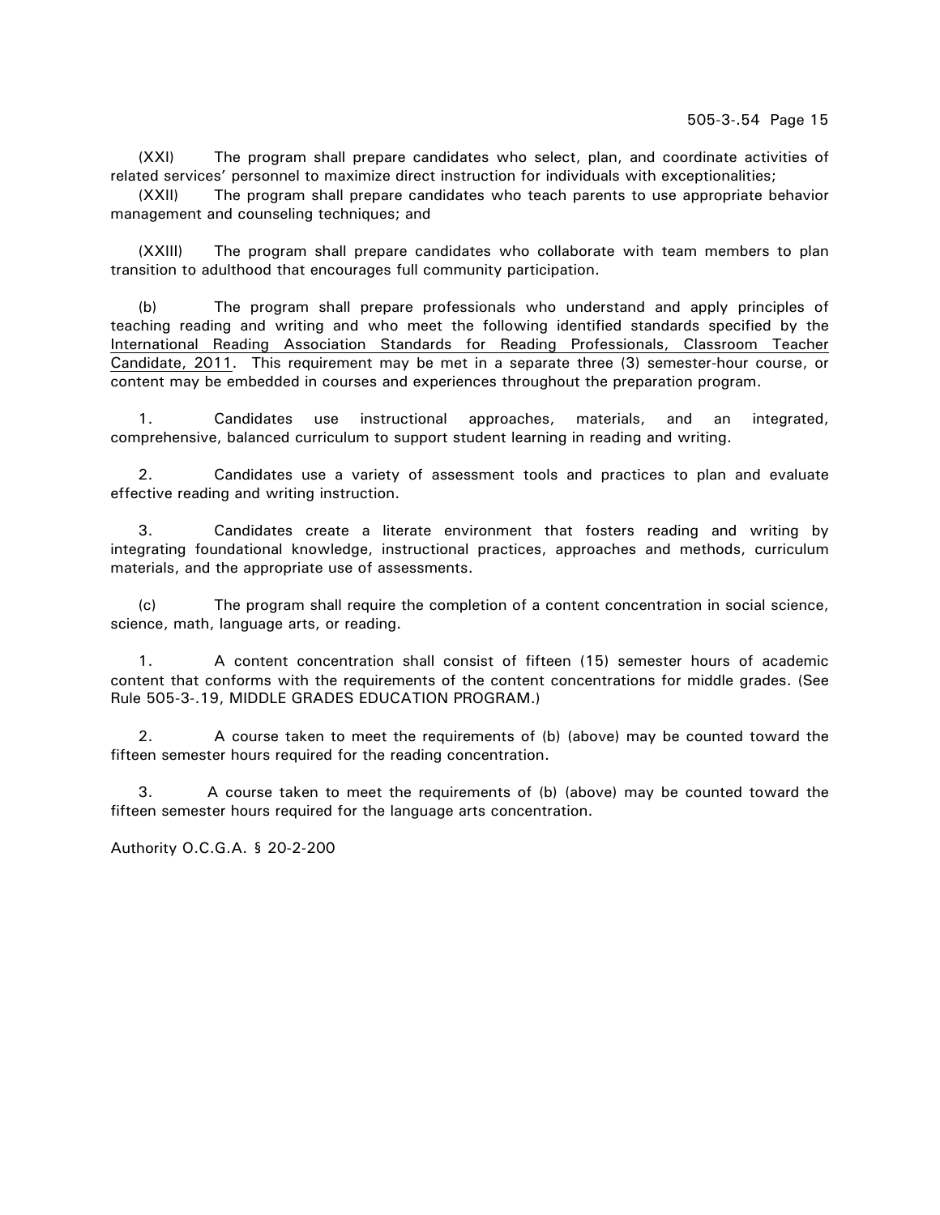(XXI) The program shall prepare candidates who select, plan, and coordinate activities of related services' personnel to maximize direct instruction for individuals with exceptionalities;

(XXII) The program shall prepare candidates who teach parents to use appropriate behavior management and counseling techniques; and

(XXIII) The program shall prepare candidates who collaborate with team members to plan transition to adulthood that encourages full community participation.

(b) The program shall prepare professionals who understand and apply principles of teaching reading and writing and who meet the following identified standards specified by the International Reading Association Standards for Reading Professionals, Classroom Teacher Candidate, 2011. This requirement may be met in a separate three (3) semester-hour course, or content may be embedded in courses and experiences throughout the preparation program.

1. Candidates use instructional approaches, materials, and an integrated, comprehensive, balanced curriculum to support student learning in reading and writing.

2. Candidates use a variety of assessment tools and practices to plan and evaluate effective reading and writing instruction.

3. Candidates create a literate environment that fosters reading and writing by integrating foundational knowledge, instructional practices, approaches and methods, curriculum materials, and the appropriate use of assessments.

(c) The program shall require the completion of a content concentration in social science, science, math, language arts, or reading.

1. A content concentration shall consist of fifteen (15) semester hours of academic content that conforms with the requirements of the content concentrations for middle grades. (See Rule 505-3-.19, MIDDLE GRADES EDUCATION PROGRAM.)

2. A course taken to meet the requirements of (b) (above) may be counted toward the fifteen semester hours required for the reading concentration.

3. A course taken to meet the requirements of (b) (above) may be counted toward the fifteen semester hours required for the language arts concentration.

Authority O.C.G.A. § 20-2-200